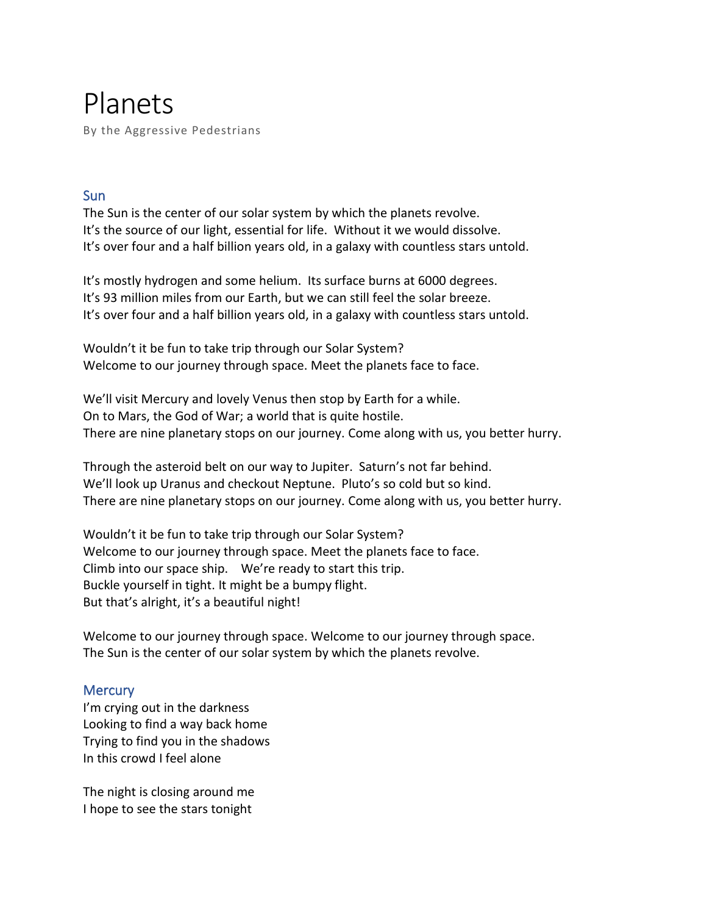# Planets

By the Aggressive Pedestrians

## Sun

The Sun is the center of our solar system by which the planets revolve.
It's the source of our light, essential for life. Without it we would dissolve.
It's over four and a half billion years old, in a galaxy with countless stars untold.

It's mostly hydrogen and some helium. Its surface burns at 6000 degrees.
It's 93 million miles from our Earth, but we can still feel the solar breeze.
It's over four and a half billion years old, in a galaxy with countless stars untold.

Wouldn't it be fun to take trip through our Solar System?
Welcome to our journey through space. Meet the planets face to face.

We'll visit Mercury and lovely Venus then stop by Earth for a while.
On to Mars, the God of War; a world that is quite hostile.
There are nine planetary stops on our journey. Come along with us, you better hurry.

Through the asteroid belt on our way to Jupiter. Saturn's not far behind.
We'll look up Uranus and checkout Neptune. Pluto's so cold but so kind.
There are nine planetary stops on our journey. Come along with us, you better hurry.

Wouldn't it be fun to take trip through our Solar System?
Welcome to our journey through space. Meet the planets face to face.
Climb into our space ship. We're ready to start this trip.
Buckle yourself in tight. It might be a bumpy flight.
But that's alright, it's a beautiful night!

Welcome to our journey through space. Welcome to our journey through space.
The Sun is the center of our solar system by which the planets revolve.

## Mercury

I'm crying out in the darkness
Looking to find a way back home
Trying to find you in the shadows
In this crowd I feel alone

The night is closing around me
I hope to see the stars tonight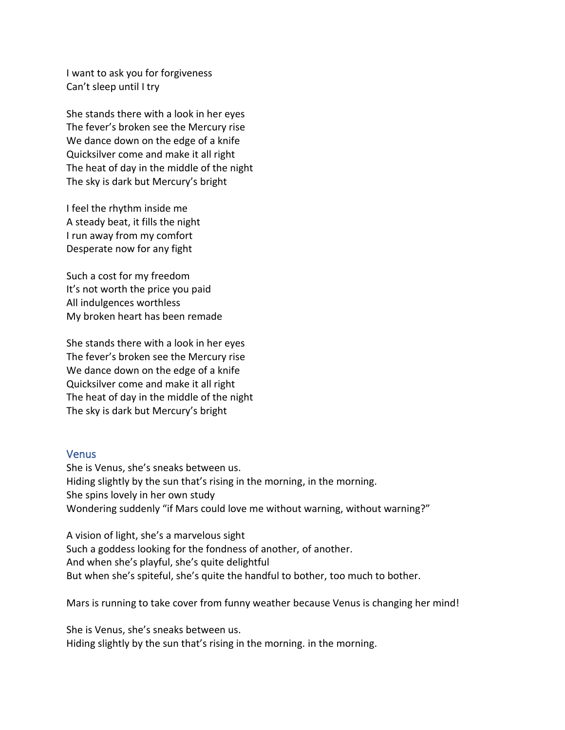I want to ask you for forgiveness
Can't sleep until I try

She stands there with a look in her eyes
The fever's broken see the Mercury rise
We dance down on the edge of a knife
Quicksilver come and make it all right
The heat of day in the middle of the night
The sky is dark but Mercury's bright

I feel the rhythm inside me
A steady beat, it fills the night
I run away from my comfort
Desperate now for any fight

Such a cost for my freedom
It's not worth the price you paid
All indulgences worthless
My broken heart has been remade

She stands there with a look in her eyes
The fever's broken see the Mercury rise
We dance down on the edge of a knife
Quicksilver come and make it all right
The heat of day in the middle of the night
The sky is dark but Mercury's bright

## Venus

She is Venus, she's sneaks between us.
Hiding slightly by the sun that's rising in the morning, in the morning.
She spins lovely in her own study
Wondering suddenly "if Mars could love me without warning, without warning?"

A vision of light, she's a marvelous sight
Such a goddess looking for the fondness of another, of another.
And when she's playful, she's quite delightful
But when she's spiteful, she's quite the handful to bother, too much to bother.

Mars is running to take cover from funny weather because Venus is changing her mind!

She is Venus, she's sneaks between us.
Hiding slightly by the sun that's rising in the morning. in the morning.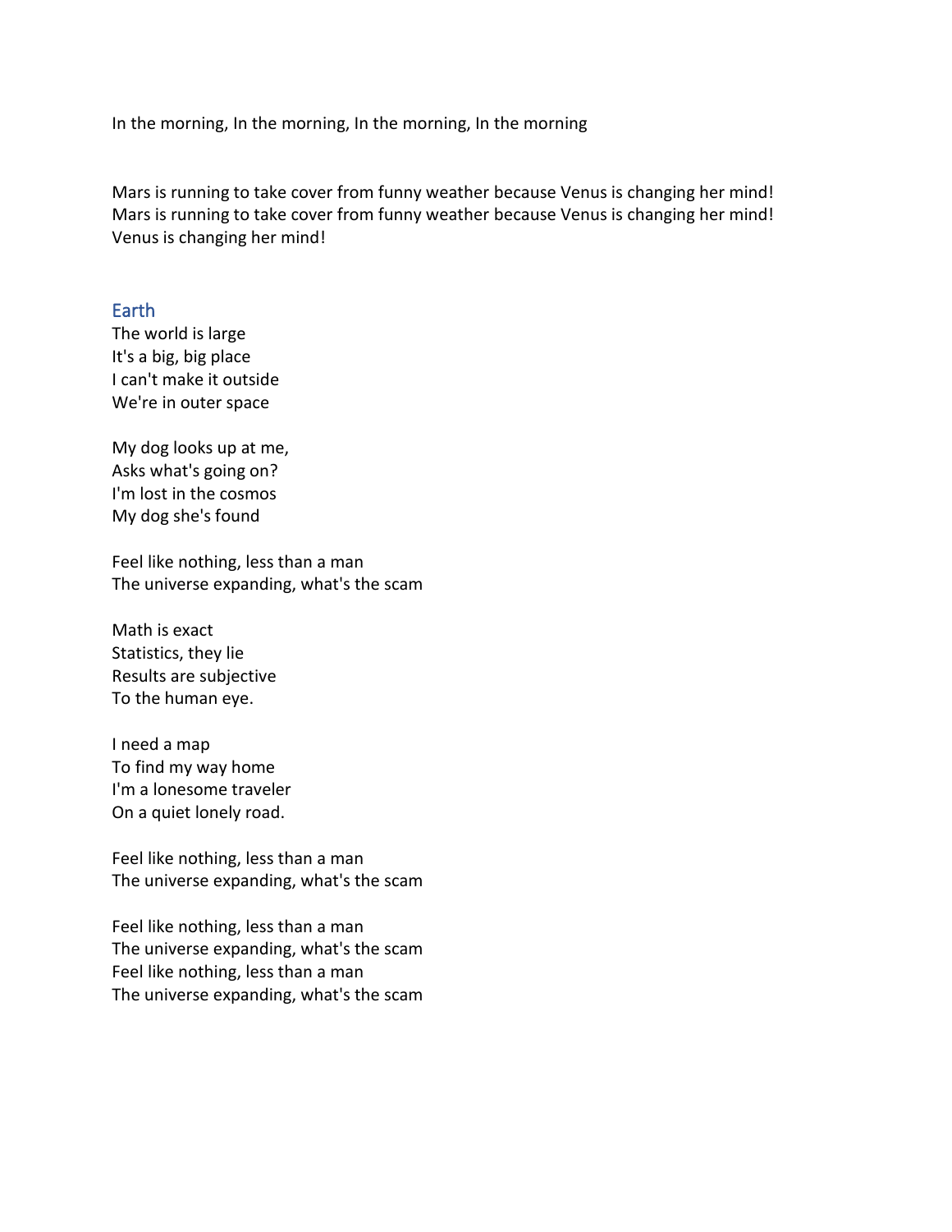In the morning, In the morning, In the morning, In the morning

Mars is running to take cover from funny weather because Venus is changing her mind!
Mars is running to take cover from funny weather because Venus is changing her mind!
Venus is changing her mind!

## Earth

The world is large
It's a big, big place
I can't make it outside
We're in outer space

My dog looks up at me,
Asks what's going on?
I'm lost in the cosmos
My dog she's found

Feel like nothing, less than a man
The universe expanding, what's the scam

Math is exact
Statistics, they lie
Results are subjective
To the human eye.

I need a map
To find my way home
I'm a lonesome traveler
On a quiet lonely road.

Feel like nothing, less than a man
The universe expanding, what's the scam

Feel like nothing, less than a man
The universe expanding, what's the scam
Feel like nothing, less than a man
The universe expanding, what's the scam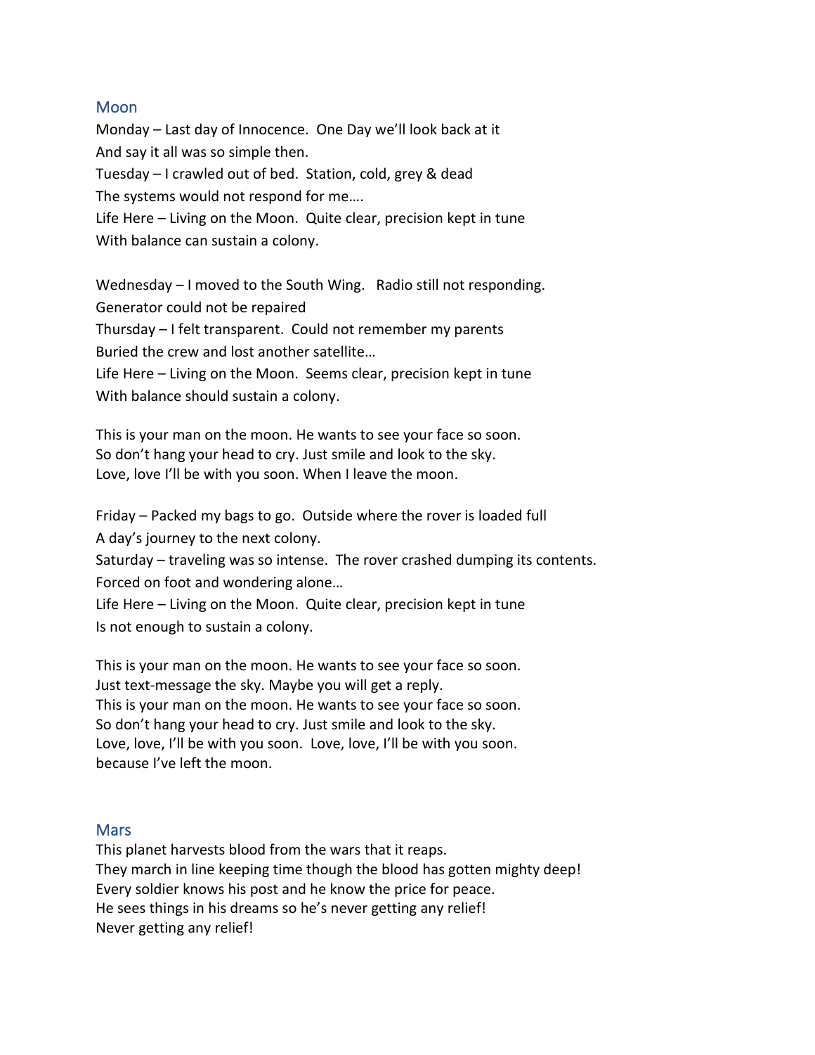## Moon

Monday – Last day of Innocence. One Day we'll look back at it
And say it all was so simple then.
Tuesday – I crawled out of bed. Station, cold, grey & dead
The systems would not respond for me….
Life Here – Living on the Moon. Quite clear, precision kept in tune
With balance can sustain a colony.

Wednesday – I moved to the South Wing. Radio still not responding.
Generator could not be repaired
Thursday – I felt transparent. Could not remember my parents
Buried the crew and lost another satellite…
Life Here – Living on the Moon. Seems clear, precision kept in tune
With balance should sustain a colony.

This is your man on the moon. He wants to see your face so soon.
So don't hang your head to cry. Just smile and look to the sky.
Love, love I'll be with you soon. When I leave the moon.

Friday – Packed my bags to go. Outside where the rover is loaded full
A day's journey to the next colony.
Saturday – traveling was so intense. The rover crashed dumping its contents.
Forced on foot and wondering alone…
Life Here – Living on the Moon. Quite clear, precision kept in tune
Is not enough to sustain a colony.

This is your man on the moon. He wants to see your face so soon.
Just text-message the sky. Maybe you will get a reply.
This is your man on the moon. He wants to see your face so soon.
So don't hang your head to cry. Just smile and look to the sky.
Love, love, I'll be with you soon. Love, love, I'll be with you soon.
because I've left the moon.

## Mars

This planet harvests blood from the wars that it reaps.
They march in line keeping time though the blood has gotten mighty deep!
Every soldier knows his post and he know the price for peace.
He sees things in his dreams so he's never getting any relief!
Never getting any relief!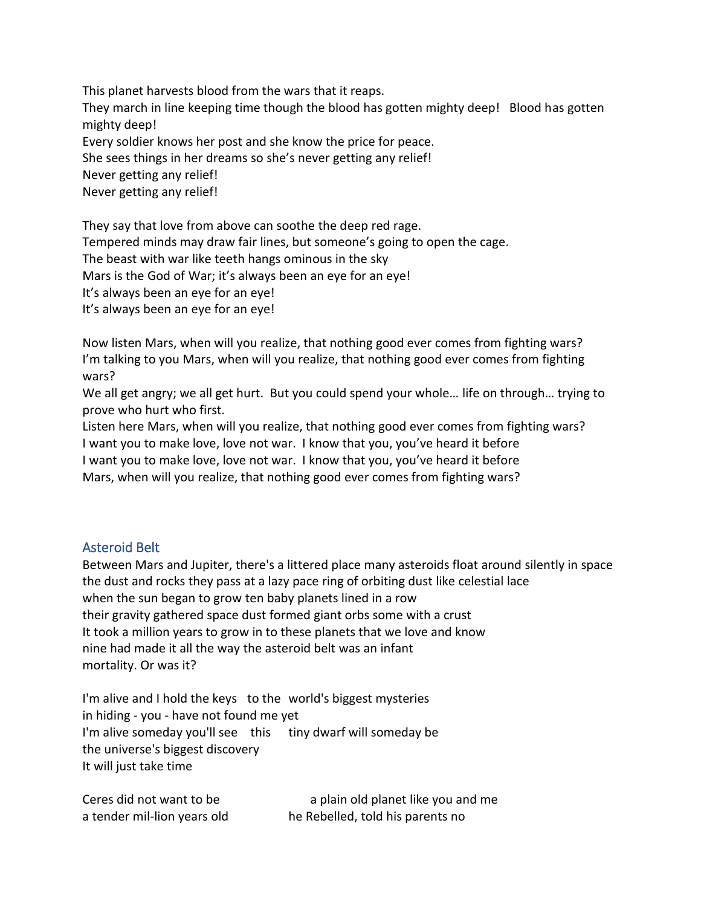This planet harvests blood from the wars that it reaps.
They march in line keeping time though the blood has gotten mighty deep!   Blood has gotten mighty deep!
Every soldier knows her post and she know the price for peace.
She sees things in her dreams so she's never getting any relief!
Never getting any relief!
Never getting any relief!

They say that love from above can soothe the deep red rage.
Tempered minds may draw fair lines, but someone's going to open the cage.
The beast with war like teeth hangs ominous in the sky
Mars is the God of War; it's always been an eye for an eye!
It's always been an eye for an eye!
It's always been an eye for an eye!

Now listen Mars, when will you realize, that nothing good ever comes from fighting wars?
I'm talking to you Mars, when will you realize, that nothing good ever comes from fighting wars?
We all get angry; we all get hurt.  But you could spend your whole… life on through… trying to prove who hurt who first.
Listen here Mars, when will you realize, that nothing good ever comes from fighting wars?
I want you to make love, love not war.  I know that you, you've heard it before
I want you to make love, love not war.  I know that you, you've heard it before
Mars, when will you realize, that nothing good ever comes from fighting wars?

## Asteroid Belt

Between Mars and Jupiter, there's a littered place many asteroids float around silently in space
the dust and rocks they pass at a lazy pace ring of orbiting dust like celestial lace
when the sun began to grow ten baby planets lined in a row
their gravity gathered space dust formed giant orbs some with a crust
It took a million years to grow in to these planets that we love and know
nine had made it all the way the asteroid belt was an infant
mortality. Or was it?

I'm alive and I hold the keys   to the   world's biggest mysteries
in hiding - you - have not found me yet
I'm alive someday you'll see    this      tiny dwarf will someday be
the universe's biggest discovery
It will just take time

Ceres did not want to be                    a plain old planet like you and me
a tender mil-lion years old               he Rebelled, told his parents no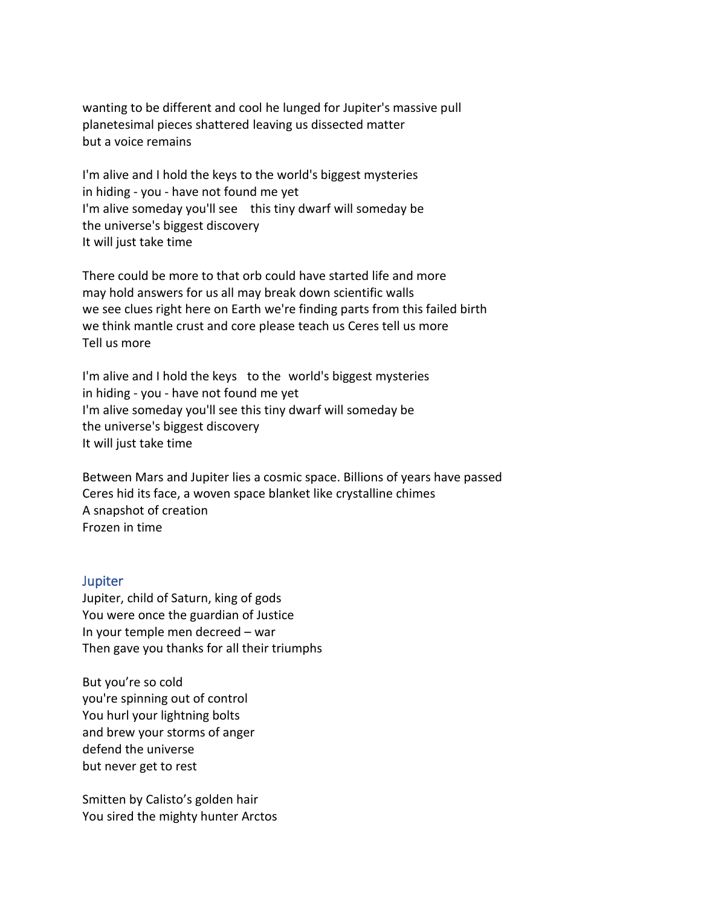wanting to be different and cool he lunged for Jupiter's massive pull
planetesimal pieces shattered leaving us dissected matter
but a voice remains

I'm alive and I hold the keys to the world's biggest mysteries
in hiding - you - have not found me yet
I'm alive someday you'll see this tiny dwarf will someday be
the universe's biggest discovery
It will just take time

There could be more to that orb could have started life and more
may hold answers for us all may break down scientific walls
we see clues right here on Earth we're finding parts from this failed birth
we think mantle crust and core please teach us Ceres tell us more
Tell us more

I'm alive and I hold the keys to the world's biggest mysteries
in hiding - you - have not found me yet
I'm alive someday you'll see this tiny dwarf will someday be
the universe's biggest discovery
It will just take time

Between Mars and Jupiter lies a cosmic space. Billions of years have passed
Ceres hid its face, a woven space blanket like crystalline chimes
A snapshot of creation
Frozen in time

## Jupiter

Jupiter, child of Saturn, king of gods
You were once the guardian of Justice
In your temple men decreed – war
Then gave you thanks for all their triumphs

But you're so cold
you're spinning out of control
You hurl your lightning bolts
and brew your storms of anger
defend the universe
but never get to rest

Smitten by Calisto's golden hair
You sired the mighty hunter Arctos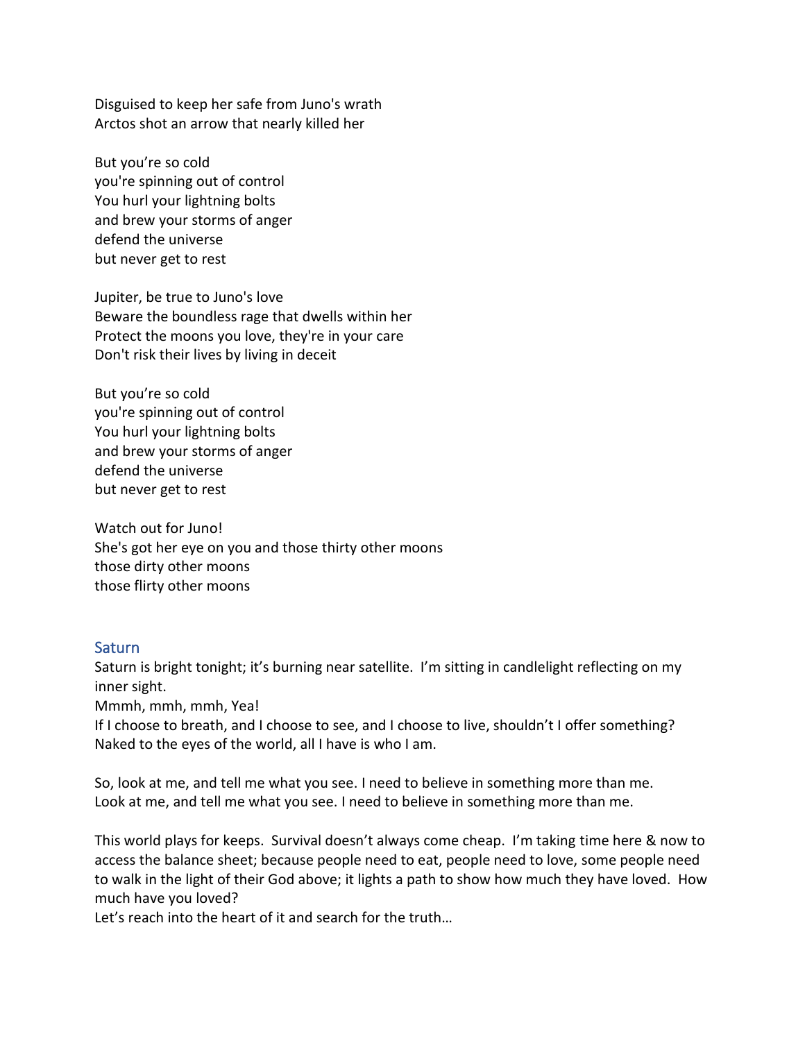Disguised to keep her safe from Juno's wrath  
Arctos shot an arrow that nearly killed her

But you're so cold  
you're spinning out of control  
You hurl your lightning bolts  
and brew your storms of anger  
defend the universe  
but never get to rest

Jupiter, be true to Juno's love  
Beware the boundless rage that dwells within her  
Protect the moons you love, they're in your care  
Don't risk their lives by living in deceit

But you're so cold  
you're spinning out of control  
You hurl your lightning bolts  
and brew your storms of anger  
defend the universe  
but never get to rest

Watch out for Juno!  
She's got her eye on you and those thirty other moons  
those dirty other moons  
those flirty other moons

## Saturn

Saturn is bright tonight; it's burning near satellite. I'm sitting in candlelight reflecting on my inner sight.  
Mmmh, mmh, mmh, Yea!  
If I choose to breath, and I choose to see, and I choose to live, shouldn't I offer something? Naked to the eyes of the world, all I have is who I am.

So, look at me, and tell me what you see. I need to believe in something more than me.  
Look at me, and tell me what you see. I need to believe in something more than me.

This world plays for keeps. Survival doesn't always come cheap. I'm taking time here & now to access the balance sheet; because people need to eat, people need to love, some people need to walk in the light of their God above; it lights a path to show how much they have loved. How much have you loved?  
Let's reach into the heart of it and search for the truth…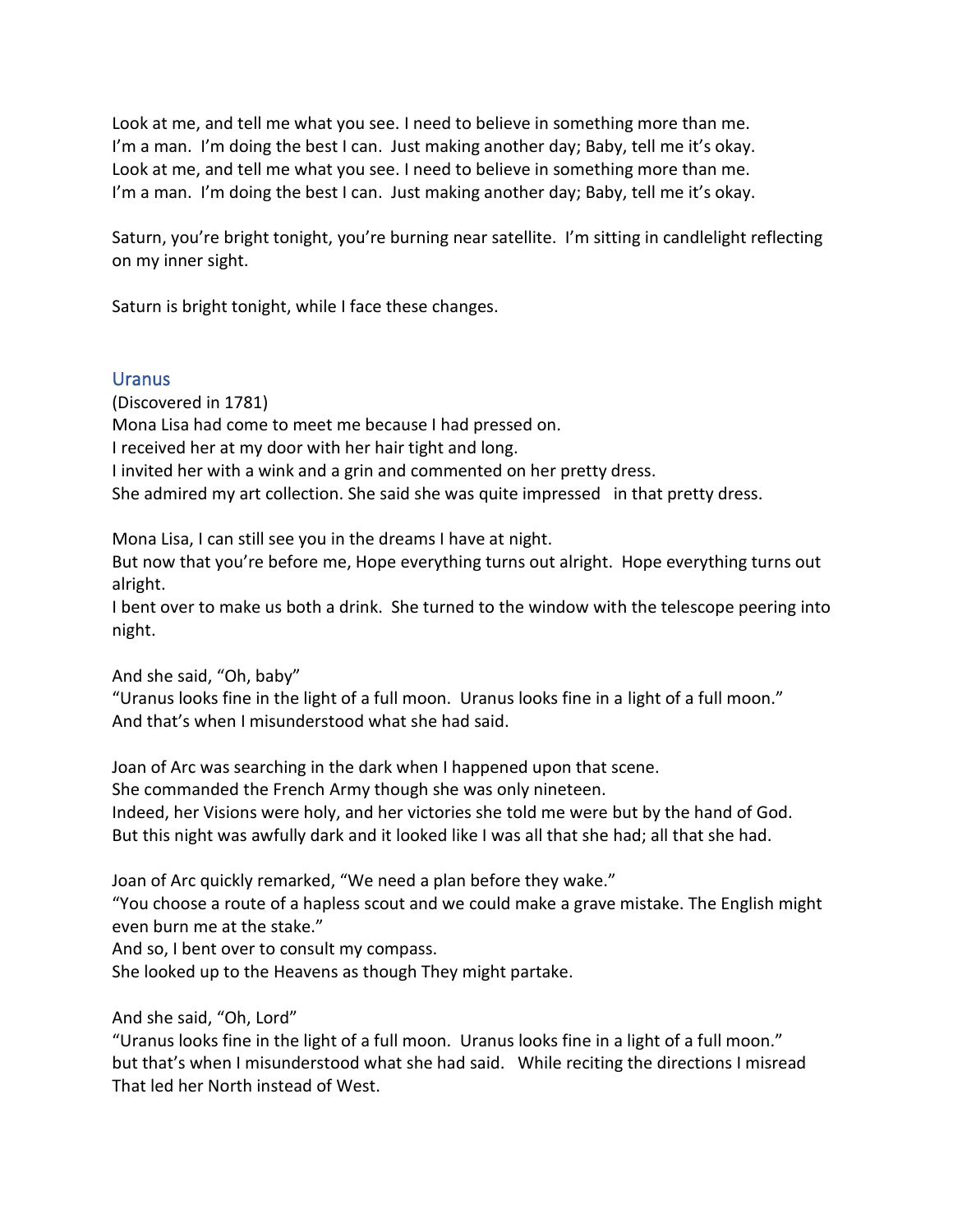Look at me, and tell me what you see. I need to believe in something more than me.
I'm a man. I'm doing the best I can. Just making another day; Baby, tell me it's okay.
Look at me, and tell me what you see. I need to believe in something more than me.
I'm a man. I'm doing the best I can. Just making another day; Baby, tell me it's okay.

Saturn, you're bright tonight, you're burning near satellite. I'm sitting in candlelight reflecting on my inner sight.

Saturn is bright tonight, while I face these changes.

## Uranus

(Discovered in 1781)
Mona Lisa had come to meet me because I had pressed on.
I received her at my door with her hair tight and long.
I invited her with a wink and a grin and commented on her pretty dress.
She admired my art collection. She said she was quite impressed in that pretty dress.

Mona Lisa, I can still see you in the dreams I have at night.
But now that you're before me, Hope everything turns out alright. Hope everything turns out alright.
I bent over to make us both a drink. She turned to the window with the telescope peering into night.

And she said, "Oh, baby"
"Uranus looks fine in the light of a full moon. Uranus looks fine in a light of a full moon."
And that's when I misunderstood what she had said.

Joan of Arc was searching in the dark when I happened upon that scene.
She commanded the French Army though she was only nineteen.
Indeed, her Visions were holy, and her victories she told me were but by the hand of God.
But this night was awfully dark and it looked like I was all that she had; all that she had.

Joan of Arc quickly remarked, "We need a plan before they wake."
"You choose a route of a hapless scout and we could make a grave mistake. The English might even burn me at the stake."
And so, I bent over to consult my compass.
She looked up to the Heavens as though They might partake.

And she said, "Oh, Lord"
"Uranus looks fine in the light of a full moon. Uranus looks fine in a light of a full moon."
but that's when I misunderstood what she had said. While reciting the directions I misread
That led her North instead of West.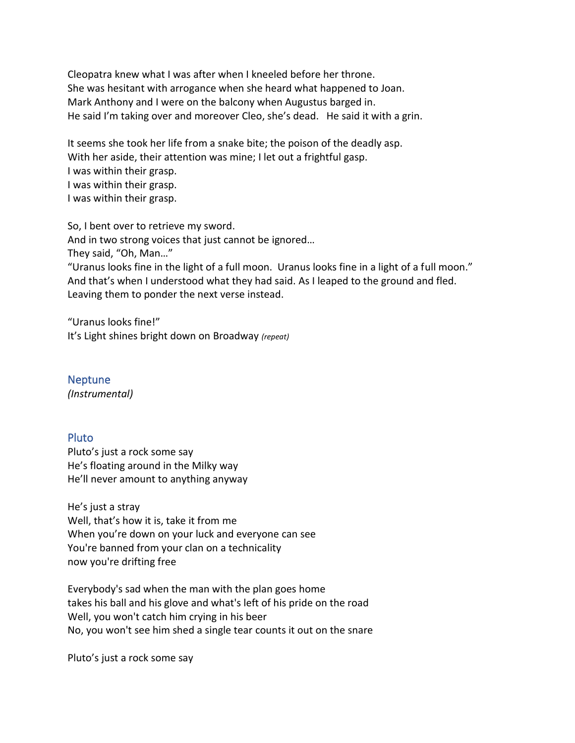Cleopatra knew what I was after when I kneeled before her throne.  
She was hesitant with arrogance when she heard what happened to Joan.  
Mark Anthony and I were on the balcony when Augustus barged in.  
He said I'm taking over and moreover Cleo, she's dead.   He said it with a grin.

It seems she took her life from a snake bite; the poison of the deadly asp.  
With her aside, their attention was mine; I let out a frightful gasp.  
I was within their grasp.  
I was within their grasp.  
I was within their grasp.

So, I bent over to retrieve my sword.  
And in two strong voices that just cannot be ignored…  
They said, "Oh, Man…"  
"Uranus looks fine in the light of a full moon.  Uranus looks fine in a light of a full moon."  
And that's when I understood what they had said. As I leaped to the ground and fled.  
Leaving them to ponder the next verse instead.

"Uranus looks fine!"  
It's Light shines bright down on Broadway *(repeat)*

## Neptune

*(Instrumental)*

## Pluto

Pluto's just a rock some say  
He's floating around in the Milky way  
He'll never amount to anything anyway

He's just a stray  
Well, that's how it is, take it from me  
When you're down on your luck and everyone can see  
You're banned from your clan on a technicality  
now you're drifting free

Everybody's sad when the man with the plan goes home  
takes his ball and his glove and what's left of his pride on the road  
Well, you won't catch him crying in his beer  
No, you won't see him shed a single tear counts it out on the snare

Pluto's just a rock some say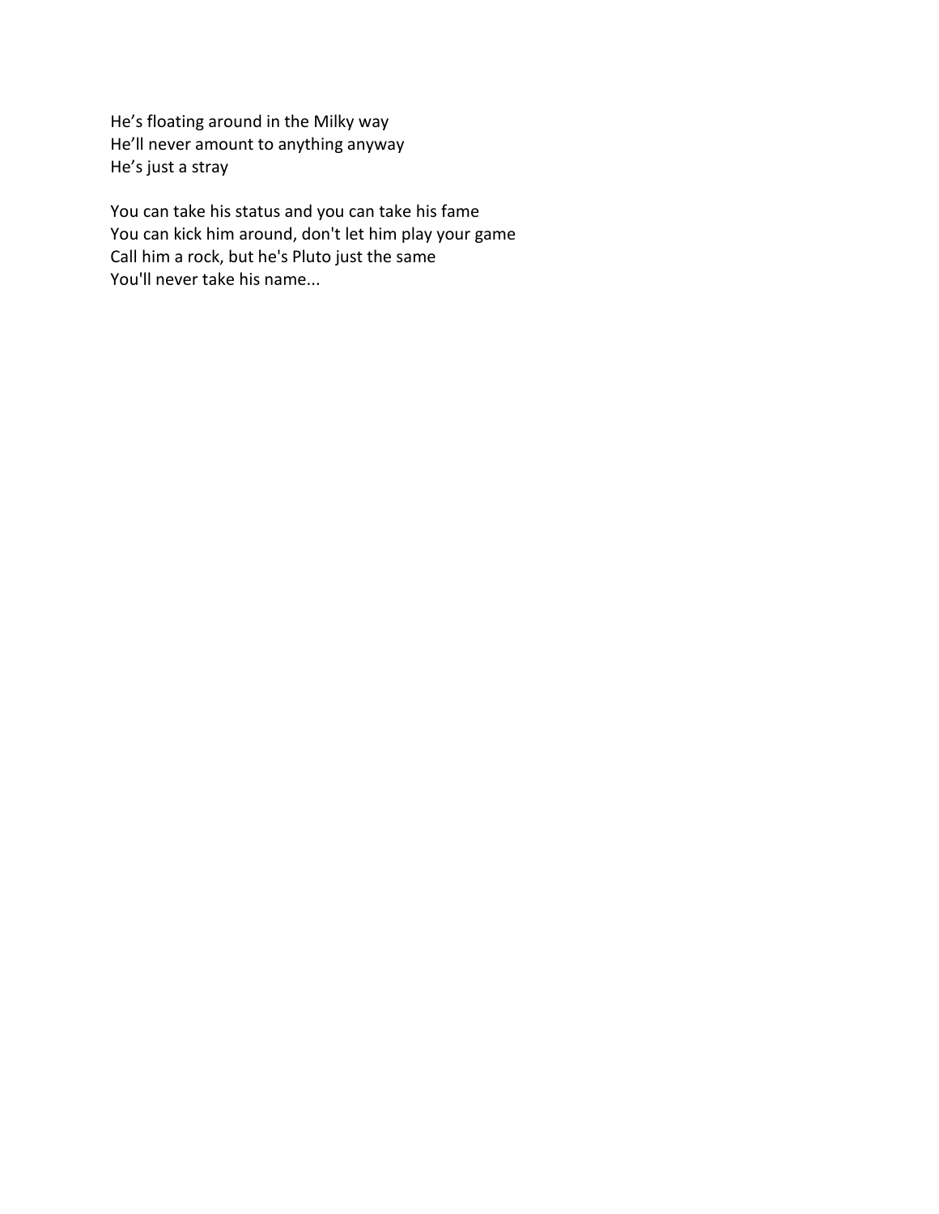He’s floating around in the Milky way
He’ll never amount to anything anyway
He’s just a stray

You can take his status and you can take his fame
You can kick him around, don't let him play your game
Call him a rock, but he's Pluto just the same
You'll never take his name...